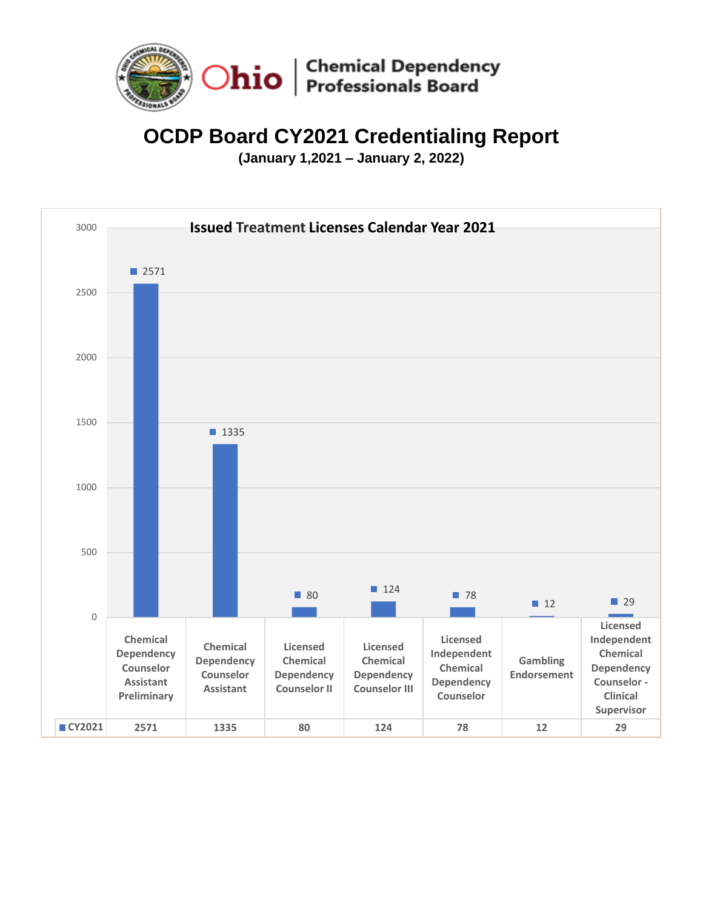Ohio | Chemical Dependency Professionals Board

# OCDP Board CY2021 Credentialing Report

**(January 1,2021 – January 2, 2022)**

## Issued Treatment Licenses Calendar Year 2021

| | Chemical Dependency Counselor Assistant Preliminary | Chemical Dependency Counselor Assistant | Licensed Chemical Dependency Counselor II | Licensed Chemical Dependency Counselor III | Licensed Independent Chemical Dependency Counselor | Gambling Endorsement | Licensed Independent Chemical Dependency Counselor - Clinical Supervisor |
|---|---|---|---|---|---|---|---|
| CY2021 | 2571 | 1335 | 80 | 124 | 78 | 12 | 29 |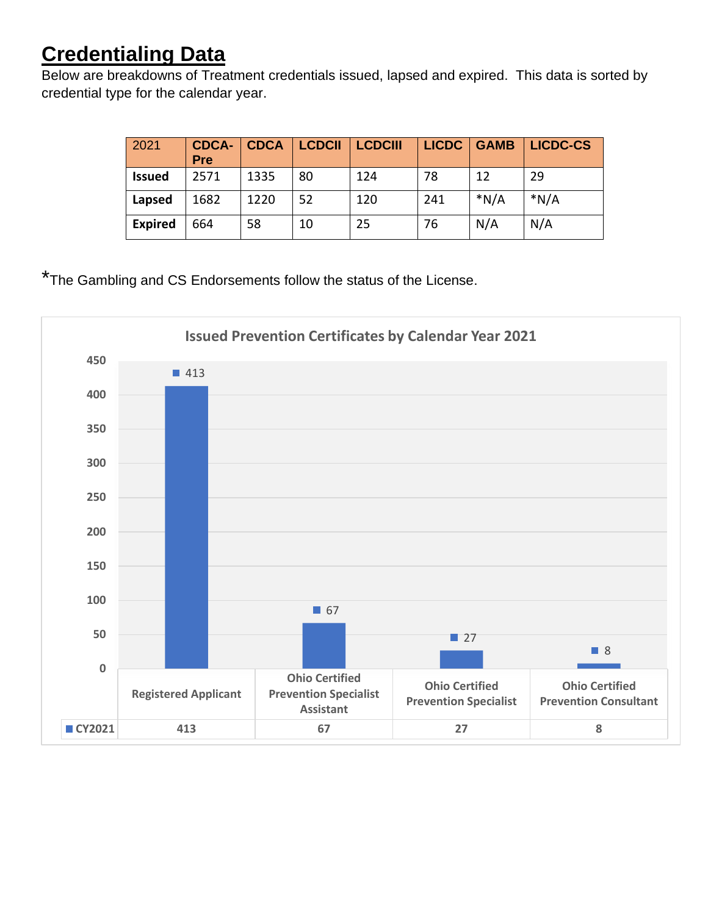## Credentialing Data

Below are breakdowns of Treatment credentials issued, lapsed and expired. This data is sorted by credential type for the calendar year.

| 2021 | CDCA-Pre | CDCA | LCDCII | LCDCIII | LICDC | GAMB | LICDC-CS |
|---|---|---|---|---|---|---|---|
| **Issued** | 2571 | 1335 | 80 | 124 | 78 | 12 | 29 |
| **Lapsed** | 1682 | 1220 | 52 | 120 | 241 | *N/A | *N/A |
| **Expired** | 664 | 58 | 10 | 25 | 76 | N/A | N/A |

*The Gambling and CS Endorsements follow the status of the License.

**Issued Prevention Certificates by Calendar Year 2021**

| | Registered Applicant | Ohio Certified Prevention Specialist Assistant | Ohio Certified Prevention Specialist | Ohio Certified Prevention Consultant |
|---|---|---|---|---|
| CY2021 | 413 | 67 | 27 | 8 |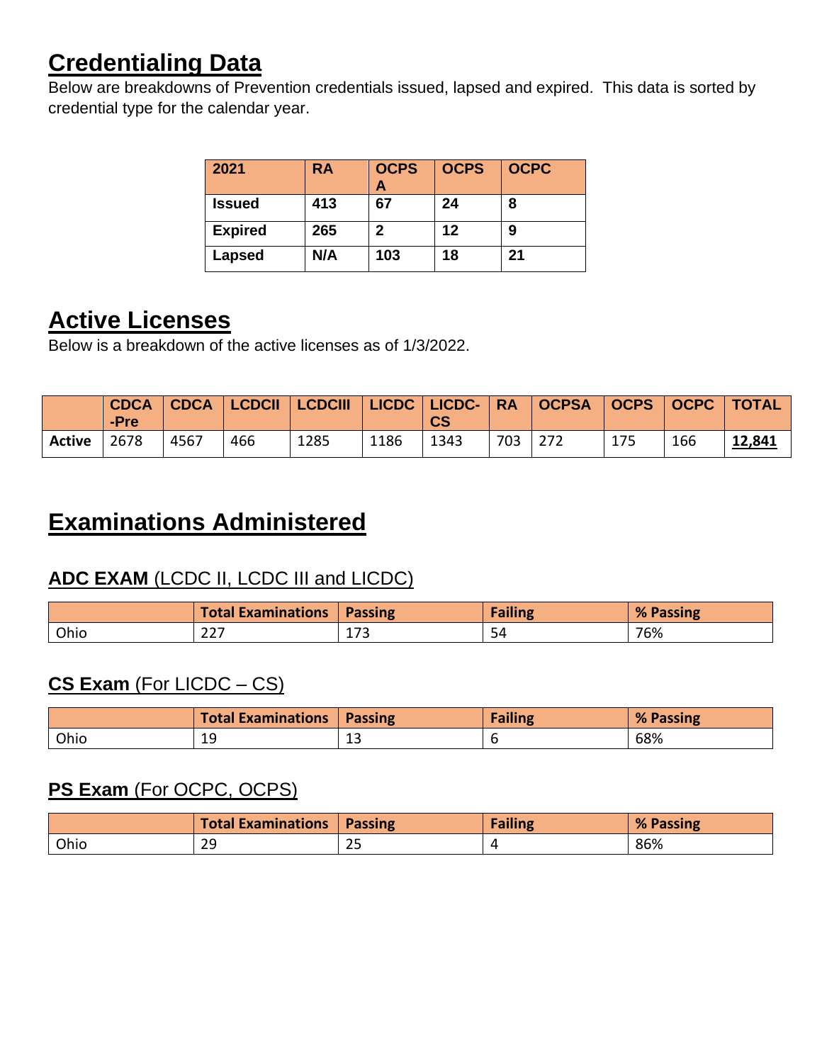# Credentialing Data

Below are breakdowns of Prevention credentials issued, lapsed and expired. This data is sorted by credential type for the calendar year.

| 2021 | RA | OCPSA | OCPS | OCPC |
|---|---|---|---|---|
| Issued | 413 | 67 | 24 | 8 |
| Expired | 265 | 2 | 12 | 9 |
| Lapsed | N/A | 103 | 18 | 21 |

# Active Licenses

Below is a breakdown of the active licenses as of 1/3/2022.

| | CDCA-Pre | CDCA | LCDCII | LCDCIII | LICDC | LICDC-CS | RA | OCPSA | OCPS | OCPC | TOTAL |
|---|---|---|---|---|---|---|---|---|---|---|---|
| **Active** | 2678 | 4567 | 466 | 1285 | 1186 | 1343 | 703 | 272 | 175 | 166 | **12,841** |

# Examinations Administered

## ADC EXAM (LCDC II, LCDC III and LICDC)

| | Total Examinations | Passing | Failing | % Passing |
|---|---|---|---|---|
| Ohio | 227 | 173 | 54 | 76% |

## CS Exam (For LICDC – CS)

| | Total Examinations | Passing | Failing | % Passing |
|---|---|---|---|---|
| Ohio | 19 | 13 | 6 | 68% |

## PS Exam (For OCPC, OCPS)

| | Total Examinations | Passing | Failing | % Passing |
|---|---|---|---|---|
| Ohio | 29 | 25 | 4 | 86% |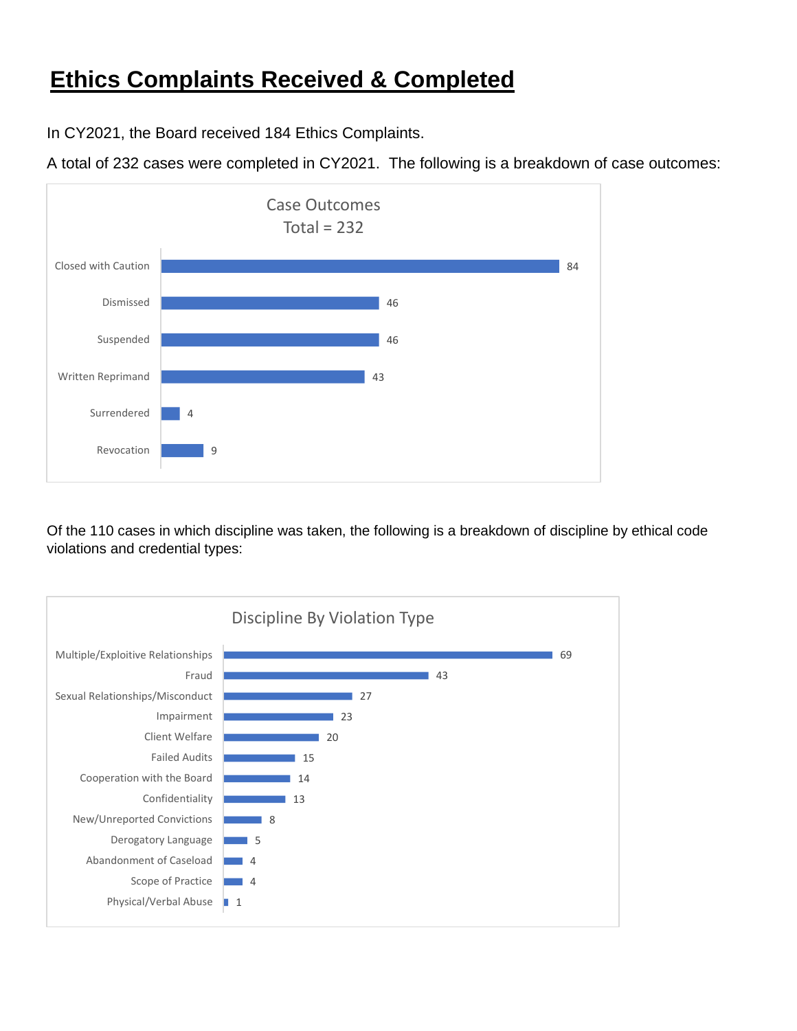# Ethics Complaints Received & Completed

In CY2021, the Board received 184 Ethics Complaints.

A total of 232 cases were completed in CY2021. The following is a breakdown of case outcomes:

**Case Outcomes**
**Total = 232**

| Outcome | Count |
|---|---|
| Closed with Caution | 84 |
| Dismissed | 46 |
| Suspended | 46 |
| Written Reprimand | 43 |
| Surrendered | 4 |
| Revocation | 9 |

Of the 110 cases in which discipline was taken, the following is a breakdown of discipline by ethical code violations and credential types:

**Discipline By Violation Type**

| Violation Type | Count |
|---|---|
| Multiple/Exploitive Relationships | 69 |
| Fraud | 43 |
| Sexual Relationships/Misconduct | 27 |
| Impairment | 23 |
| Client Welfare | 20 |
| Failed Audits | 15 |
| Cooperation with the Board | 14 |
| Confidentiality | 13 |
| New/Unreported Convictions | 8 |
| Derogatory Language | 5 |
| Abandonment of Caseload | 4 |
| Scope of Practice | 4 |
| Physical/Verbal Abuse | 1 |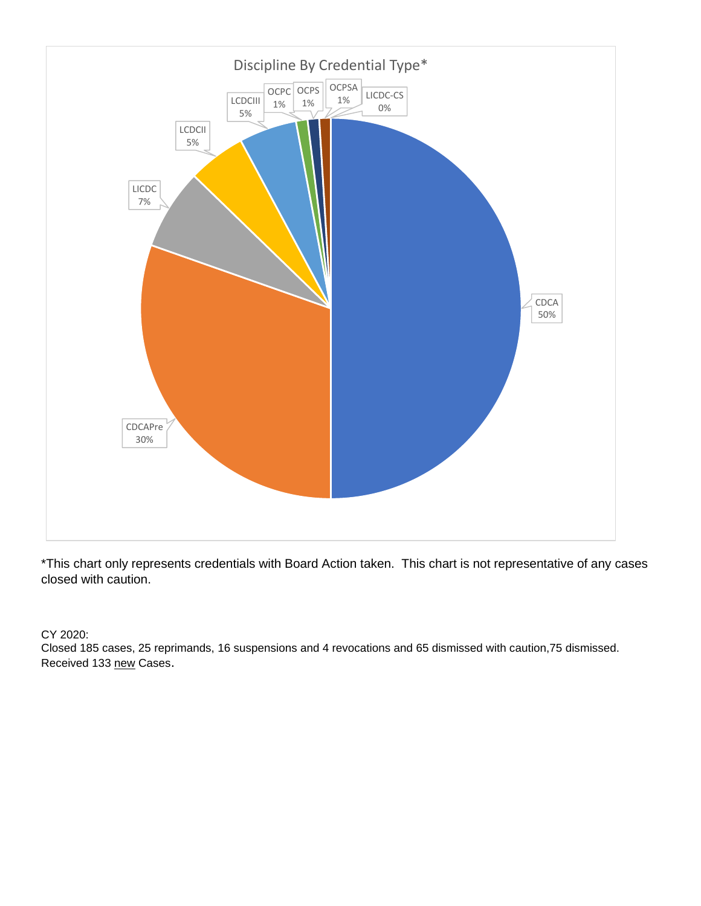Discipline By Credential Type*

CDCA
50%

CDCAPre
30%

LICDC
7%

LCDCII
5%

LCDCIII
5%

OCPC
1%

OCPS
1%

OCPSA
1%

LICDC-CS
0%

*This chart only represents credentials with Board Action taken. This chart is not representative of any cases closed with caution.

CY 2020:
Closed 185 cases, 25 reprimands, 16 suspensions and 4 revocations and 65 dismissed with caution,75 dismissed.
Received 133 new Cases.